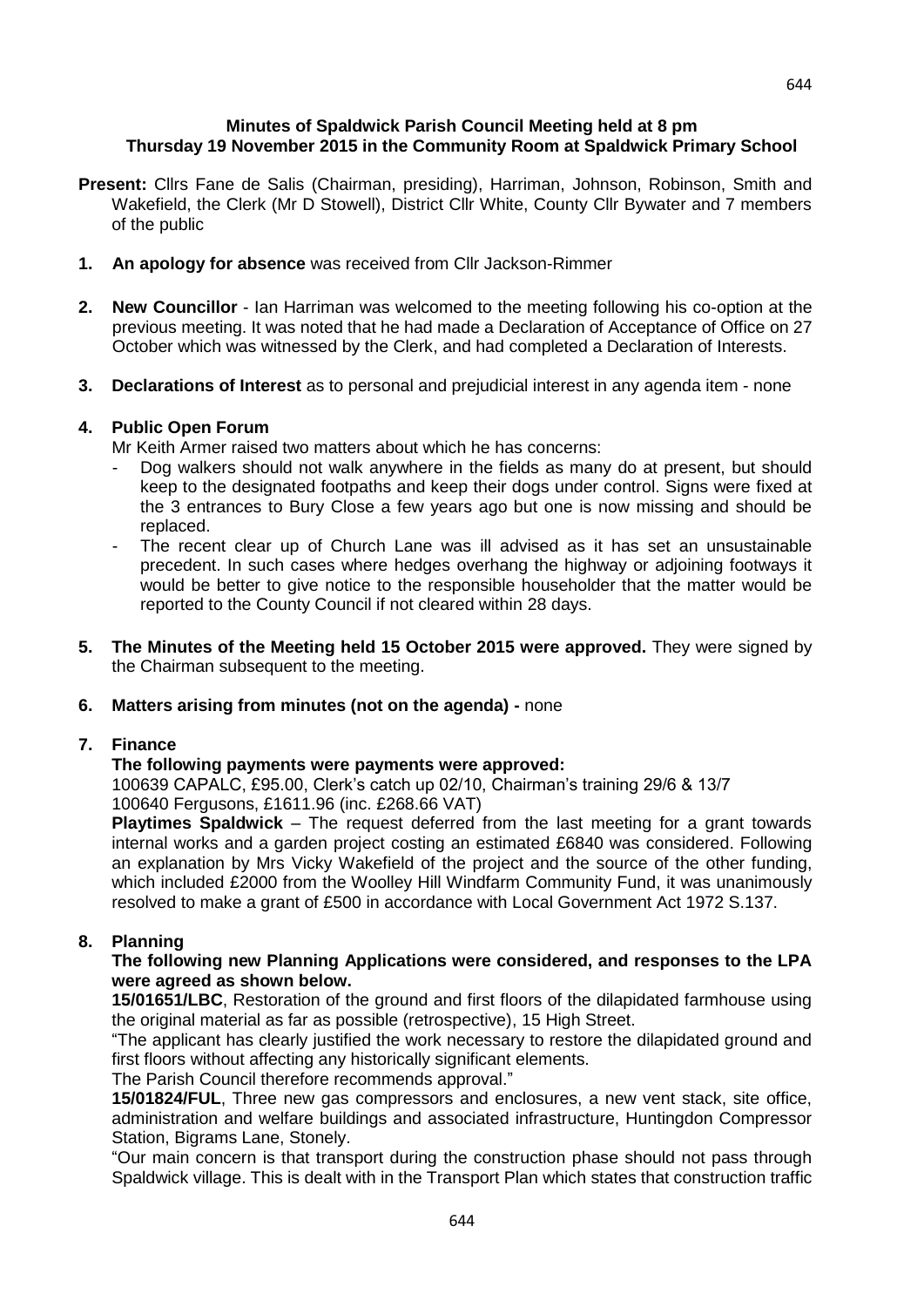**Minutes of Spaldwick Parish Council Meeting held at 8 pm Thursday 19 November 2015 in the Community Room at Spaldwick Primary School**

**Present:** Cllrs Fane de Salis (Chairman, presiding), Harriman, Johnson, Robinson, Smith and Wakefield, the Clerk (Mr D Stowell), District Cllr White, County Cllr Bywater and 7 members of the public

1. **An apology for absence** was received from Cllr Jackson-Rimmer

2. **New Councillor** - Ian Harriman was welcomed to the meeting following his co-option at the previous meeting. It was noted that he had made a Declaration of Acceptance of Office on 27 October which was witnessed by the Clerk, and had completed a Declaration of Interests.

3. **Declarations of Interest** as to personal and prejudicial interest in any agenda item - none

4. **Public Open Forum**

   Mr Keith Armer raised two matters about which he has concerns:

   - Dog walkers should not walk anywhere in the fields as many do at present, but should keep to the designated footpaths and keep their dogs under control. Signs were fixed at the 3 entrances to Bury Close a few years ago but one is now missing and should be replaced.
   - The recent clear up of Church Lane was ill advised as it has set an unsustainable precedent. In such cases where hedges overhang the highway or adjoining footways it would be better to give notice to the responsible householder that the matter would be reported to the County Council if not cleared within 28 days.

5. **The Minutes of the Meeting held 15 October 2015 were approved.** They were signed by the Chairman subsequent to the meeting.

6. **Matters arising from minutes (not on the agenda) -** none

7. **Finance**

   **The following payments were payments were approved:**

   100639 CAPALC, £95.00, Clerk's catch up 02/10, Chairman's training 29/6 & 13/7
   100640 Fergusons, £1611.96 (inc. £268.66 VAT)

   **Playtimes Spaldwick** – The request deferred from the last meeting for a grant towards internal works and a garden project costing an estimated £6840 was considered. Following an explanation by Mrs Vicky Wakefield of the project and the source of the other funding, which included £2000 from the Woolley Hill Windfarm Community Fund, it was unanimously resolved to make a grant of £500 in accordance with Local Government Act 1972 S.137.

8. **Planning**

   **The following new Planning Applications were considered, and responses to the LPA were agreed as shown below.**

   **15/01651/LBC**, Restoration of the ground and first floors of the dilapidated farmhouse using the original material as far as possible (retrospective), 15 High Street.

   "The applicant has clearly justified the work necessary to restore the dilapidated ground and first floors without affecting any historically significant elements.
   The Parish Council therefore recommends approval."

   **15/01824/FUL**, Three new gas compressors and enclosures, a new vent stack, site office, administration and welfare buildings and associated infrastructure, Huntingdon Compressor Station, Bigrams Lane, Stonely.

   "Our main concern is that transport during the construction phase should not pass through Spaldwick village. This is dealt with in the Transport Plan which states that construction traffic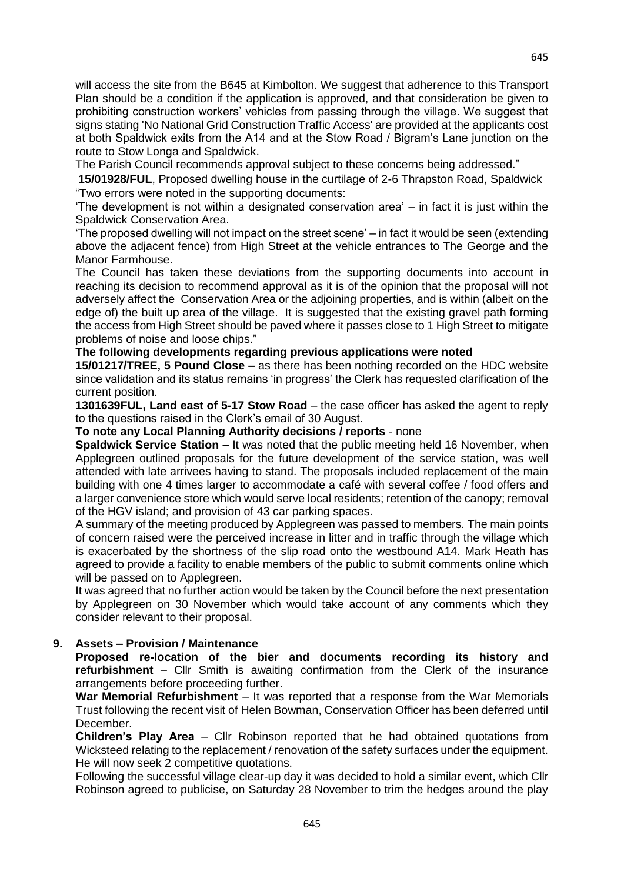will access the site from the B645 at Kimbolton. We suggest that adherence to this Transport Plan should be a condition if the application is approved, and that consideration be given to prohibiting construction workers' vehicles from passing through the village. We suggest that signs stating 'No National Grid Construction Traffic Access' are provided at the applicants cost at both Spaldwick exits from the A14 and at the Stow Road / Bigram's Lane junction on the route to Stow Longa and Spaldwick.

The Parish Council recommends approval subject to these concerns being addressed."

**15/01928/FUL**, Proposed dwelling house in the curtilage of 2-6 Thrapston Road, Spaldwick

"Two errors were noted in the supporting documents:

'The development is not within a designated conservation area' – in fact it is just within the Spaldwick Conservation Area.

'The proposed dwelling will not impact on the street scene' – in fact it would be seen (extending above the adjacent fence) from High Street at the vehicle entrances to The George and the Manor Farmhouse.

The Council has taken these deviations from the supporting documents into account in reaching its decision to recommend approval as it is of the opinion that the proposal will not adversely affect the Conservation Area or the adjoining properties, and is within (albeit on the edge of) the built up area of the village. It is suggested that the existing gravel path forming the access from High Street should be paved where it passes close to 1 High Street to mitigate problems of noise and loose chips."

**The following developments regarding previous applications were noted**

**15/01217/TREE, 5 Pound Close –** as there has been nothing recorded on the HDC website since validation and its status remains 'in progress' the Clerk has requested clarification of the current position.

**1301639FUL, Land east of 5-17 Stow Road** – the case officer has asked the agent to reply to the questions raised in the Clerk's email of 30 August.

**To note any Local Planning Authority decisions / reports** - none

**Spaldwick Service Station –** It was noted that the public meeting held 16 November, when Applegreen outlined proposals for the future development of the service station, was well attended with late arrivees having to stand. The proposals included replacement of the main building with one 4 times larger to accommodate a café with several coffee / food offers and a larger convenience store which would serve local residents; retention of the canopy; removal of the HGV island; and provision of 43 car parking spaces.

A summary of the meeting produced by Applegreen was passed to members. The main points of concern raised were the perceived increase in litter and in traffic through the village which is exacerbated by the shortness of the slip road onto the westbound A14. Mark Heath has agreed to provide a facility to enable members of the public to submit comments online which will be passed on to Applegreen.

It was agreed that no further action would be taken by the Council before the next presentation by Applegreen on 30 November which would take account of any comments which they consider relevant to their proposal.

## 9. Assets – Provision / Maintenance

**Proposed re-location of the bier and documents recording its history and refurbishment** – Cllr Smith is awaiting confirmation from the Clerk of the insurance arrangements before proceeding further.

**War Memorial Refurbishment** – It was reported that a response from the War Memorials Trust following the recent visit of Helen Bowman, Conservation Officer has been deferred until December.

**Children's Play Area** – Cllr Robinson reported that he had obtained quotations from Wicksteed relating to the replacement / renovation of the safety surfaces under the equipment. He will now seek 2 competitive quotations.

Following the successful village clear-up day it was decided to hold a similar event, which Cllr Robinson agreed to publicise, on Saturday 28 November to trim the hedges around the play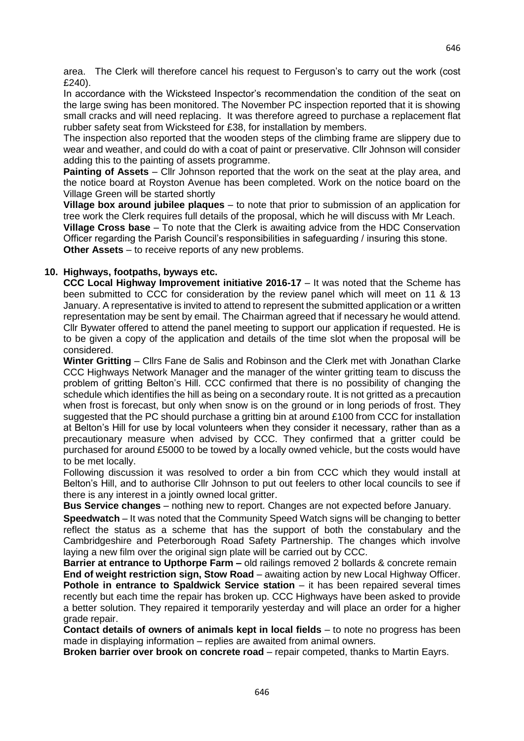area. The Clerk will therefore cancel his request to Ferguson's to carry out the work (cost £240).

In accordance with the Wicksteed Inspector's recommendation the condition of the seat on the large swing has been monitored. The November PC inspection reported that it is showing small cracks and will need replacing. It was therefore agreed to purchase a replacement flat rubber safety seat from Wicksteed for £38, for installation by members.

The inspection also reported that the wooden steps of the climbing frame are slippery due to wear and weather, and could do with a coat of paint or preservative. Cllr Johnson will consider adding this to the painting of assets programme.

**Painting of Assets** – Cllr Johnson reported that the work on the seat at the play area, and the notice board at Royston Avenue has been completed. Work on the notice board on the Village Green will be started shortly

**Village box around jubilee plaques** – to note that prior to submission of an application for tree work the Clerk requires full details of the proposal, which he will discuss with Mr Leach.

**Village Cross base** – To note that the Clerk is awaiting advice from the HDC Conservation Officer regarding the Parish Council's responsibilities in safeguarding / insuring this stone.

**Other Assets** – to receive reports of any new problems.

**10. Highways, footpaths, byways etc.**

**CCC Local Highway Improvement initiative 2016-17** – It was noted that the Scheme has been submitted to CCC for consideration by the review panel which will meet on 11 & 13 January. A representative is invited to attend to represent the submitted application or a written representation may be sent by email. The Chairman agreed that if necessary he would attend. Cllr Bywater offered to attend the panel meeting to support our application if requested. He is to be given a copy of the application and details of the time slot when the proposal will be considered.

**Winter Gritting** – Cllrs Fane de Salis and Robinson and the Clerk met with Jonathan Clarke CCC Highways Network Manager and the manager of the winter gritting team to discuss the problem of gritting Belton's Hill. CCC confirmed that there is no possibility of changing the schedule which identifies the hill as being on a secondary route. It is not gritted as a precaution when frost is forecast, but only when snow is on the ground or in long periods of frost. They suggested that the PC should purchase a gritting bin at around £100 from CCC for installation at Belton's Hill for use by local volunteers when they consider it necessary, rather than as a precautionary measure when advised by CCC. They confirmed that a gritter could be purchased for around £5000 to be towed by a locally owned vehicle, but the costs would have to be met locally.

Following discussion it was resolved to order a bin from CCC which they would install at Belton's Hill, and to authorise Cllr Johnson to put out feelers to other local councils to see if there is any interest in a jointly owned local gritter.

**Bus Service changes** – nothing new to report. Changes are not expected before January.

**Speedwatch** – It was noted that the Community Speed Watch signs will be changing to better reflect the status as a scheme that has the support of both the constabulary and the Cambridgeshire and Peterborough Road Safety Partnership. The changes which involve laying a new film over the original sign plate will be carried out by CCC.

**Barrier at entrance to Upthorpe Farm –** old railings removed 2 bollards & concrete remain

**End of weight restriction sign, Stow Road** – awaiting action by new Local Highway Officer.

**Pothole in entrance to Spaldwick Service station** – it has been repaired several times recently but each time the repair has broken up. CCC Highways have been asked to provide a better solution. They repaired it temporarily yesterday and will place an order for a higher grade repair.

**Contact details of owners of animals kept in local fields** – to note no progress has been made in displaying information – replies are awaited from animal owners.

**Broken barrier over brook on concrete road** – repair competed, thanks to Martin Eayrs.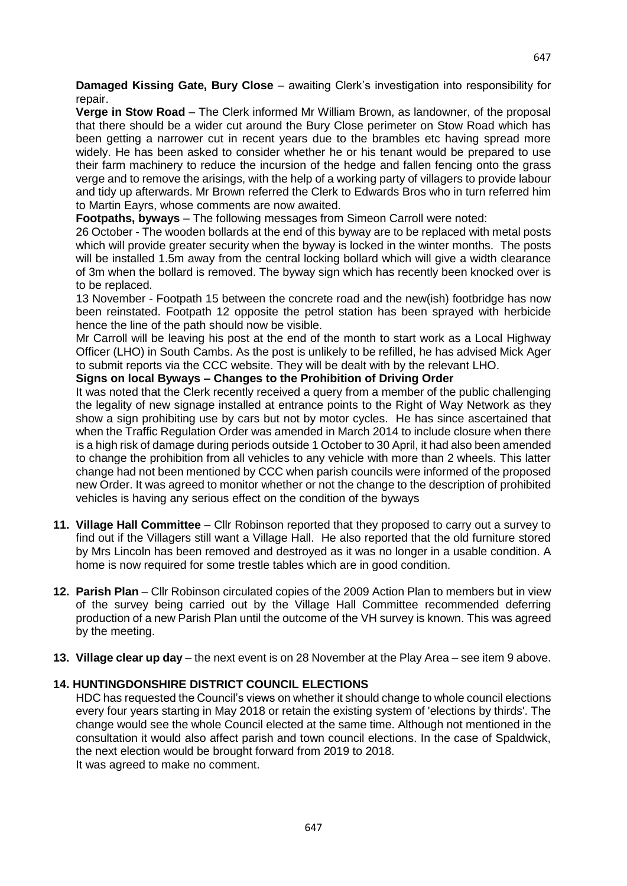**Damaged Kissing Gate, Bury Close** – awaiting Clerk's investigation into responsibility for repair.

**Verge in Stow Road** – The Clerk informed Mr William Brown, as landowner, of the proposal that there should be a wider cut around the Bury Close perimeter on Stow Road which has been getting a narrower cut in recent years due to the brambles etc having spread more widely. He has been asked to consider whether he or his tenant would be prepared to use their farm machinery to reduce the incursion of the hedge and fallen fencing onto the grass verge and to remove the arisings, with the help of a working party of villagers to provide labour and tidy up afterwards. Mr Brown referred the Clerk to Edwards Bros who in turn referred him to Martin Eayrs, whose comments are now awaited.

**Footpaths, byways** – The following messages from Simeon Carroll were noted:

26 October - The wooden bollards at the end of this byway are to be replaced with metal posts which will provide greater security when the byway is locked in the winter months. The posts will be installed 1.5m away from the central locking bollard which will give a width clearance of 3m when the bollard is removed. The byway sign which has recently been knocked over is to be replaced.

13 November - Footpath 15 between the concrete road and the new(ish) footbridge has now been reinstated. Footpath 12 opposite the petrol station has been sprayed with herbicide hence the line of the path should now be visible.

Mr Carroll will be leaving his post at the end of the month to start work as a Local Highway Officer (LHO) in South Cambs. As the post is unlikely to be refilled, he has advised Mick Ager to submit reports via the CCC website. They will be dealt with by the relevant LHO.

**Signs on local Byways – Changes to the Prohibition of Driving Order**

It was noted that the Clerk recently received a query from a member of the public challenging the legality of new signage installed at entrance points to the Right of Way Network as they show a sign prohibiting use by cars but not by motor cycles. He has since ascertained that when the Traffic Regulation Order was amended in March 2014 to include closure when there is a high risk of damage during periods outside 1 October to 30 April, it had also been amended to change the prohibition from all vehicles to any vehicle with more than 2 wheels. This latter change had not been mentioned by CCC when parish councils were informed of the proposed new Order. It was agreed to monitor whether or not the change to the description of prohibited vehicles is having any serious effect on the condition of the byways

11. **Village Hall Committee** – Cllr Robinson reported that they proposed to carry out a survey to find out if the Villagers still want a Village Hall. He also reported that the old furniture stored by Mrs Lincoln has been removed and destroyed as it was no longer in a usable condition. A home is now required for some trestle tables which are in good condition.

12. **Parish Plan** – Cllr Robinson circulated copies of the 2009 Action Plan to members but in view of the survey being carried out by the Village Hall Committee recommended deferring production of a new Parish Plan until the outcome of the VH survey is known. This was agreed by the meeting.

13. **Village clear up day** – the next event is on 28 November at the Play Area – see item 9 above.

### 14. HUNTINGDONSHIRE DISTRICT COUNCIL ELECTIONS

HDC has requested the Council's views on whether it should change to whole council elections every four years starting in May 2018 or retain the existing system of 'elections by thirds'. The change would see the whole Council elected at the same time. Although not mentioned in the consultation it would also affect parish and town council elections. In the case of Spaldwick, the next election would be brought forward from 2019 to 2018.

It was agreed to make no comment.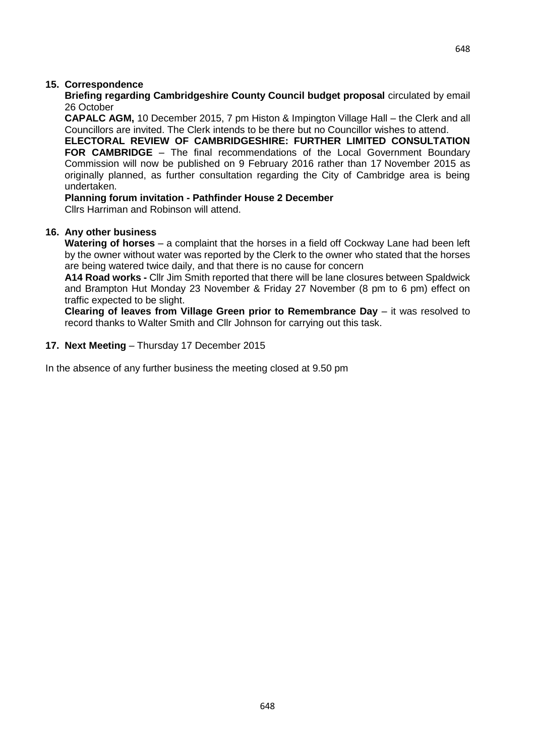**15. Correspondence**

**Briefing regarding Cambridgeshire County Council budget proposal** circulated by email 26 October

**CAPALC AGM,** 10 December 2015, 7 pm Histon & Impington Village Hall – the Clerk and all Councillors are invited. The Clerk intends to be there but no Councillor wishes to attend.

**ELECTORAL REVIEW OF CAMBRIDGESHIRE: FURTHER LIMITED CONSULTATION FOR CAMBRIDGE** – The final recommendations of the Local Government Boundary Commission will now be published on 9 February 2016 rather than 17 November 2015 as originally planned, as further consultation regarding the City of Cambridge area is being undertaken.

**Planning forum invitation - Pathfinder House 2 December**

Cllrs Harriman and Robinson will attend.

**16. Any other business**

**Watering of horses** – a complaint that the horses in a field off Cockway Lane had been left by the owner without water was reported by the Clerk to the owner who stated that the horses are being watered twice daily, and that there is no cause for concern

**A14 Road works -** Cllr Jim Smith reported that there will be lane closures between Spaldwick and Brampton Hut Monday 23 November & Friday 27 November (8 pm to 6 pm) effect on traffic expected to be slight.

**Clearing of leaves from Village Green prior to Remembrance Day** – it was resolved to record thanks to Walter Smith and Cllr Johnson for carrying out this task.

**17. Next Meeting** – Thursday 17 December 2015

In the absence of any further business the meeting closed at 9.50 pm